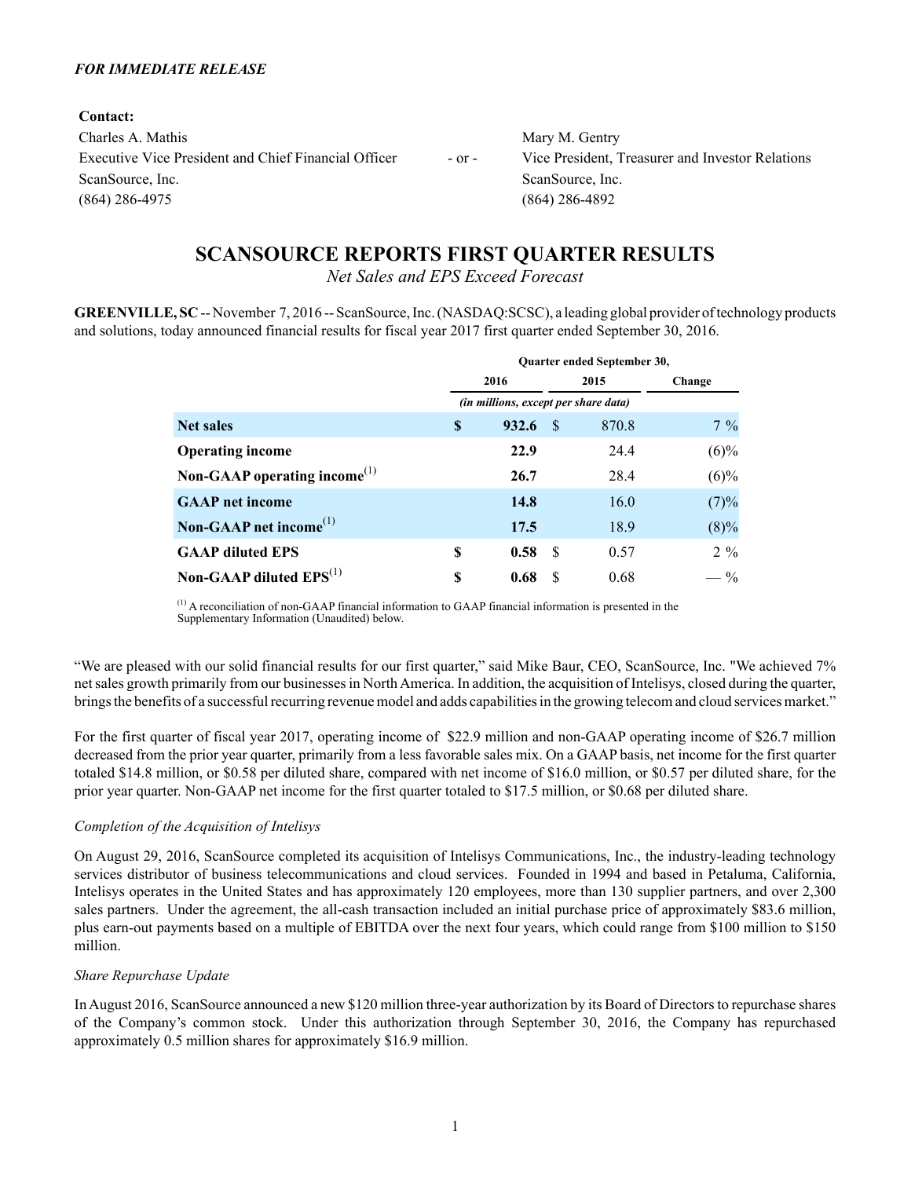*FOR IMMEDIATE RELEASE*

**Contact:**

Charles A. Mathis
Executive Vice President and Chief Financial Officer
ScanSource, Inc.
(864) 286-4975

\- or -

Mary M. Gentry
Vice President, Treasurer and Investor Relations
ScanSource, Inc.
(864) 286-4892

# SCANSOURCE REPORTS FIRST QUARTER RESULTS

*Net Sales and EPS Exceed Forecast*

**GREENVILLE, SC** -- November 7, 2016 -- ScanSource, Inc. (NASDAQ:SCSC), a leading global provider of technology products and solutions, today announced financial results for fiscal year 2017 first quarter ended September 30, 2016.

| | Quarter ended September 30, | | |
|---|---|---|---|
| | 2016 | 2015 | Change |
| | *(in millions, except per share data)* | | |
| **Net sales** | **$ 932.6** | $ 870.8 | 7 % |
| **Operating income** | **22.9** | 24.4 | (6)% |
| **Non-GAAP operating income**[(1)] | **26.7** | 28.4 | (6)% |
| **GAAP net income** | **14.8** | 16.0 | (7)% |
| **Non-GAAP net income**[(1)] | **17.5** | 18.9 | (8)% |
| **GAAP diluted EPS** | **$ 0.58** | $ 0.57 | 2 % |
| **Non-GAAP diluted EPS**[(1)] | **$ 0.68** | $ 0.68 | — % |

[(1)] A reconciliation of non-GAAP financial information to GAAP financial information is presented in the Supplementary Information (Unaudited) below.

"We are pleased with our solid financial results for our first quarter," said Mike Baur, CEO, ScanSource, Inc. "We achieved 7% net sales growth primarily from our businesses in North America. In addition, the acquisition of Intelisys, closed during the quarter, brings the benefits of a successful recurring revenue model and adds capabilities in the growing telecom and cloud services market."

For the first quarter of fiscal year 2017, operating income of $22.9 million and non-GAAP operating income of $26.7 million decreased from the prior year quarter, primarily from a less favorable sales mix. On a GAAP basis, net income for the first quarter totaled $14.8 million, or $0.58 per diluted share, compared with net income of $16.0 million, or $0.57 per diluted share, for the prior year quarter. Non-GAAP net income for the first quarter totaled $17.5 million, or $0.68 per diluted share.

*Completion of the Acquisition of Intelisys*

On August 29, 2016, ScanSource completed its acquisition of Intelisys Communications, Inc., the industry-leading technology services distributor of business telecommunications and cloud services. Founded in 1994 and based in Petaluma, California, Intelisys operates in the United States and has approximately 120 employees, more than 130 supplier partners, and over 2,300 sales partners. Under the agreement, the all-cash transaction included an initial purchase price of approximately $83.6 million, plus earn-out payments based on a multiple of EBITDA over the next four years, which could range from $100 million to $150 million.

*Share Repurchase Update*

In August 2016, ScanSource announced a new $120 million three-year authorization by its Board of Directors to repurchase shares of the Company's common stock. Under this authorization through September 30, 2016, the Company has repurchased approximately 0.5 million shares for approximately $16.9 million.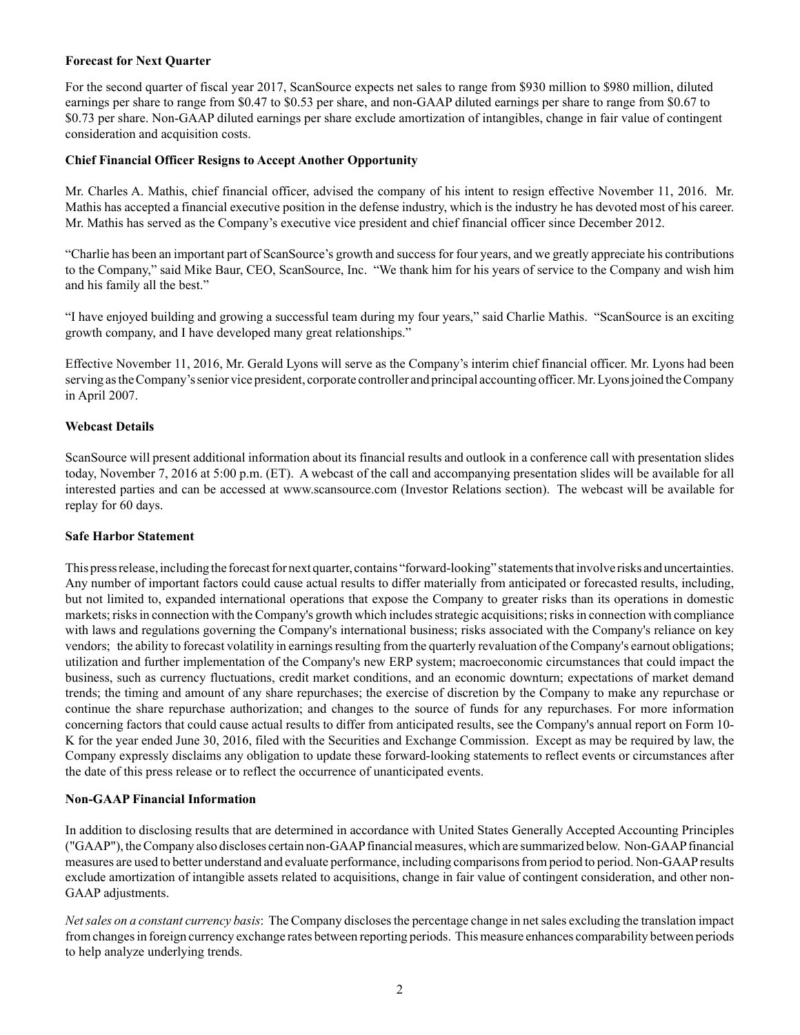**Forecast for Next Quarter**

For the second quarter of fiscal year 2017, ScanSource expects net sales to range from $930 million to $980 million, diluted earnings per share to range from $0.47 to $0.53 per share, and non-GAAP diluted earnings per share to range from $0.67 to $0.73 per share. Non-GAAP diluted earnings per share exclude amortization of intangibles, change in fair value of contingent consideration and acquisition costs.

**Chief Financial Officer Resigns to Accept Another Opportunity**

Mr. Charles A. Mathis, chief financial officer, advised the company of his intent to resign effective November 11, 2016. Mr. Mathis has accepted a financial executive position in the defense industry, which is the industry he has devoted most of his career. Mr. Mathis has served as the Company's executive vice president and chief financial officer since December 2012.

"Charlie has been an important part of ScanSource's growth and success for four years, and we greatly appreciate his contributions to the Company," said Mike Baur, CEO, ScanSource, Inc. "We thank him for his years of service to the Company and wish him and his family all the best."

"I have enjoyed building and growing a successful team during my four years," said Charlie Mathis. "ScanSource is an exciting growth company, and I have developed many great relationships."

Effective November 11, 2016, Mr. Gerald Lyons will serve as the Company's interim chief financial officer. Mr. Lyons had been serving as the Company's senior vice president, corporate controller and principal accounting officer. Mr. Lyons joined the Company in April 2007.

**Webcast Details**

ScanSource will present additional information about its financial results and outlook in a conference call with presentation slides today, November 7, 2016 at 5:00 p.m. (ET). A webcast of the call and accompanying presentation slides will be available for all interested parties and can be accessed at www.scansource.com (Investor Relations section). The webcast will be available for replay for 60 days.

**Safe Harbor Statement**

This press release, including the forecast for next quarter, contains "forward-looking" statements that involve risks and uncertainties. Any number of important factors could cause actual results to differ materially from anticipated or forecasted results, including, but not limited to, expanded international operations that expose the Company to greater risks than its operations in domestic markets; risks in connection with the Company's growth which includes strategic acquisitions; risks in connection with compliance with laws and regulations governing the Company's international business; risks associated with the Company's reliance on key vendors; the ability to forecast volatility in earnings resulting from the quarterly revaluation of the Company's earnout obligations; utilization and further implementation of the Company's new ERP system; macroeconomic circumstances that could impact the business, such as currency fluctuations, credit market conditions, and an economic downturn; expectations of market demand trends; the timing and amount of any share repurchases; the exercise of discretion by the Company to make any repurchase or continue the share repurchase authorization; and changes to the source of funds for any repurchases. For more information concerning factors that could cause actual results to differ from anticipated results, see the Company's annual report on Form 10-K for the year ended June 30, 2016, filed with the Securities and Exchange Commission. Except as may be required by law, the Company expressly disclaims any obligation to update these forward-looking statements to reflect events or circumstances after the date of this press release or to reflect the occurrence of unanticipated events.

**Non-GAAP Financial Information**

In addition to disclosing results that are determined in accordance with United States Generally Accepted Accounting Principles ("GAAP"), the Company also discloses certain non-GAAP financial measures, which are summarized below. Non-GAAP financial measures are used to better understand and evaluate performance, including comparisons from period to period. Non-GAAP results exclude amortization of intangible assets related to acquisitions, change in fair value of contingent consideration, and other non-GAAP adjustments.

*Net sales on a constant currency basis*: The Company discloses the percentage change in net sales excluding the translation impact from changes in foreign currency exchange rates between reporting periods. This measure enhances comparability between periods to help analyze underlying trends.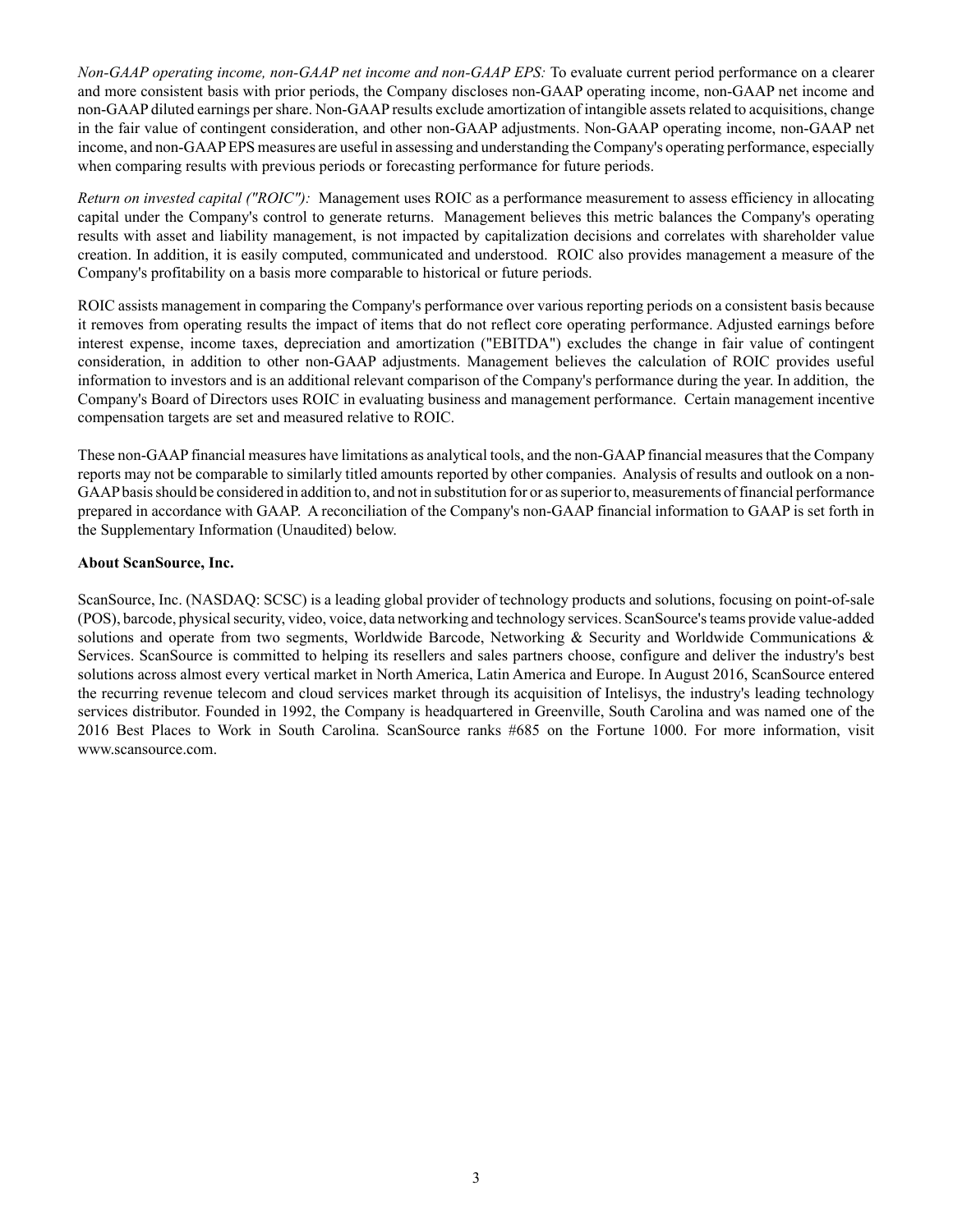*Non-GAAP operating income, non-GAAP net income and non-GAAP EPS:* To evaluate current period performance on a clearer and more consistent basis with prior periods, the Company discloses non-GAAP operating income, non-GAAP net income and non-GAAP diluted earnings per share. Non-GAAP results exclude amortization of intangible assets related to acquisitions, change in the fair value of contingent consideration, and other non-GAAP adjustments. Non-GAAP operating income, non-GAAP net income, and non-GAAP EPS measures are useful in assessing and understanding the Company's operating performance, especially when comparing results with previous periods or forecasting performance for future periods.

*Return on invested capital ("ROIC"):* Management uses ROIC as a performance measurement to assess efficiency in allocating capital under the Company's control to generate returns. Management believes this metric balances the Company's operating results with asset and liability management, is not impacted by capitalization decisions and correlates with shareholder value creation. In addition, it is easily computed, communicated and understood. ROIC also provides management a measure of the Company's profitability on a basis more comparable to historical or future periods.

ROIC assists management in comparing the Company's performance over various reporting periods on a consistent basis because it removes from operating results the impact of items that do not reflect core operating performance. Adjusted earnings before interest expense, income taxes, depreciation and amortization ("EBITDA") excludes the change in fair value of contingent consideration, in addition to other non-GAAP adjustments. Management believes the calculation of ROIC provides useful information to investors and is an additional relevant comparison of the Company's performance during the year. In addition, the Company's Board of Directors uses ROIC in evaluating business and management performance. Certain management incentive compensation targets are set and measured relative to ROIC.

These non-GAAP financial measures have limitations as analytical tools, and the non-GAAP financial measures that the Company reports may not be comparable to similarly titled amounts reported by other companies. Analysis of results and outlook on a non-GAAP basis should be considered in addition to, and not in substitution for or as superior to, measurements of financial performance prepared in accordance with GAAP. A reconciliation of the Company's non-GAAP financial information to GAAP is set forth in the Supplementary Information (Unaudited) below.

**About ScanSource, Inc.**

ScanSource, Inc. (NASDAQ: SCSC) is a leading global provider of technology products and solutions, focusing on point-of-sale (POS), barcode, physical security, video, voice, data networking and technology services. ScanSource's teams provide value-added solutions and operate from two segments, Worldwide Barcode, Networking & Security and Worldwide Communications & Services. ScanSource is committed to helping its resellers and sales partners choose, configure and deliver the industry's best solutions across almost every vertical market in North America, Latin America and Europe. In August 2016, ScanSource entered the recurring revenue telecom and cloud services market through its acquisition of Intelisys, the industry's leading technology services distributor. Founded in 1992, the Company is headquartered in Greenville, South Carolina and was named one of the 2016 Best Places to Work in South Carolina. ScanSource ranks #685 on the Fortune 1000. For more information, visit www.scansource.com.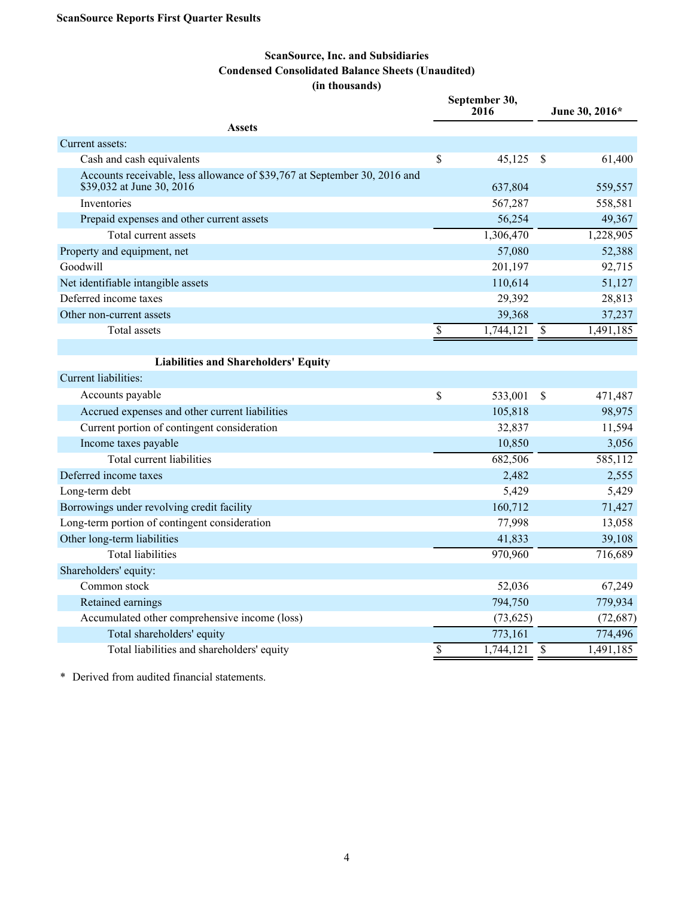**ScanSource Reports First Quarter Results**

## ScanSource, Inc. and Subsidiaries
## Condensed Consolidated Balance Sheets (Unaudited)
## (in thousands)

| | September 30, 2016 | June 30, 2016* |
|---|---|---|
| **Assets** | | |
| Current assets: | | |
| Cash and cash equivalents | $ 45,125 | $ 61,400 |
| Accounts receivable, less allowance of $39,767 at September 30, 2016 and $39,032 at June 30, 2016 | 637,804 | 559,557 |
| Inventories | 567,287 | 558,581 |
| Prepaid expenses and other current assets | 56,254 | 49,367 |
| Total current assets | 1,306,470 | 1,228,905 |
| Property and equipment, net | 57,080 | 52,388 |
| Goodwill | 201,197 | 92,715 |
| Net identifiable intangible assets | 110,614 | 51,127 |
| Deferred income taxes | 29,392 | 28,813 |
| Other non-current assets | 39,368 | 37,237 |
| Total assets | $ 1,744,121 | $ 1,491,185 |
| | | |
| **Liabilities and Shareholders' Equity** | | |
| Current liabilities: | | |
| Accounts payable | $ 533,001 | $ 471,487 |
| Accrued expenses and other current liabilities | 105,818 | 98,975 |
| Current portion of contingent consideration | 32,837 | 11,594 |
| Income taxes payable | 10,850 | 3,056 |
| Total current liabilities | 682,506 | 585,112 |
| Deferred income taxes | 2,482 | 2,555 |
| Long-term debt | 5,429 | 5,429 |
| Borrowings under revolving credit facility | 160,712 | 71,427 |
| Long-term portion of contingent consideration | 77,998 | 13,058 |
| Other long-term liabilities | 41,833 | 39,108 |
| Total liabilities | 970,960 | 716,689 |
| Shareholders' equity: | | |
| Common stock | 52,036 | 67,249 |
| Retained earnings | 794,750 | 779,934 |
| Accumulated other comprehensive income (loss) | (73,625) | (72,687) |
| Total shareholders' equity | 773,161 | 774,496 |
| Total liabilities and shareholders' equity | $ 1,744,121 | $ 1,491,185 |

\* Derived from audited financial statements.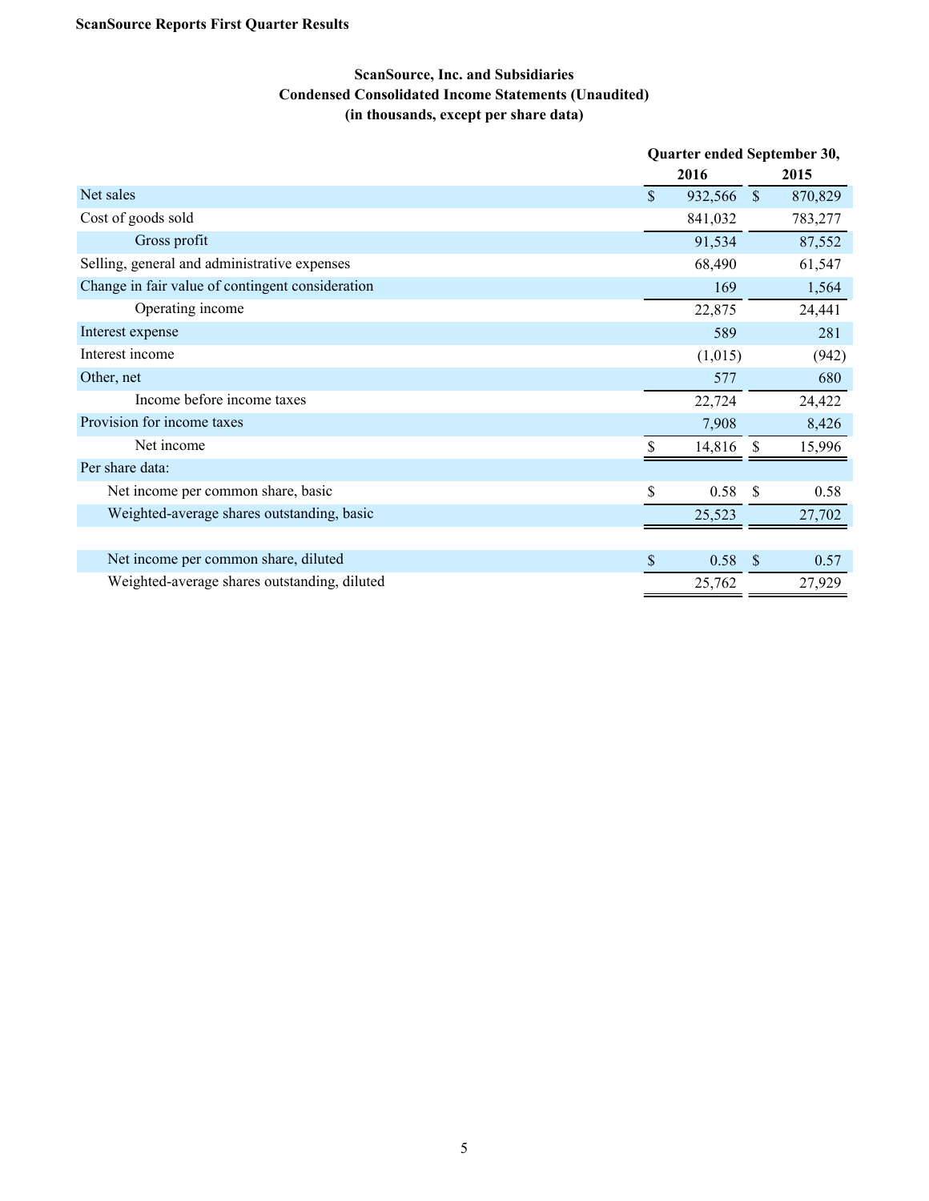**ScanSource Reports First Quarter Results**

**ScanSource, Inc. and Subsidiaries**
**Condensed Consolidated Income Statements (Unaudited)**
**(in thousands, except per share data)**

| | Quarter ended September 30, | |
|---|---|---|
| | 2016 | 2015 |
| Net sales | $ 932,566 | $ 870,829 |
| Cost of goods sold | 841,032 | 783,277 |
| Gross profit | 91,534 | 87,552 |
| Selling, general and administrative expenses | 68,490 | 61,547 |
| Change in fair value of contingent consideration | 169 | 1,564 |
| Operating income | 22,875 | 24,441 |
| Interest expense | 589 | 281 |
| Interest income | (1,015) | (942) |
| Other, net | 577 | 680 |
| Income before income taxes | 22,724 | 24,422 |
| Provision for income taxes | 7,908 | 8,426 |
| Net income | $ 14,816 | $ 15,996 |
| Per share data: | | |
| Net income per common share, basic | $ 0.58 | $ 0.58 |
| Weighted-average shares outstanding, basic | 25,523 | 27,702 |
| | | |
| Net income per common share, diluted | $ 0.58 | $ 0.57 |
| Weighted-average shares outstanding, diluted | 25,762 | 27,929 |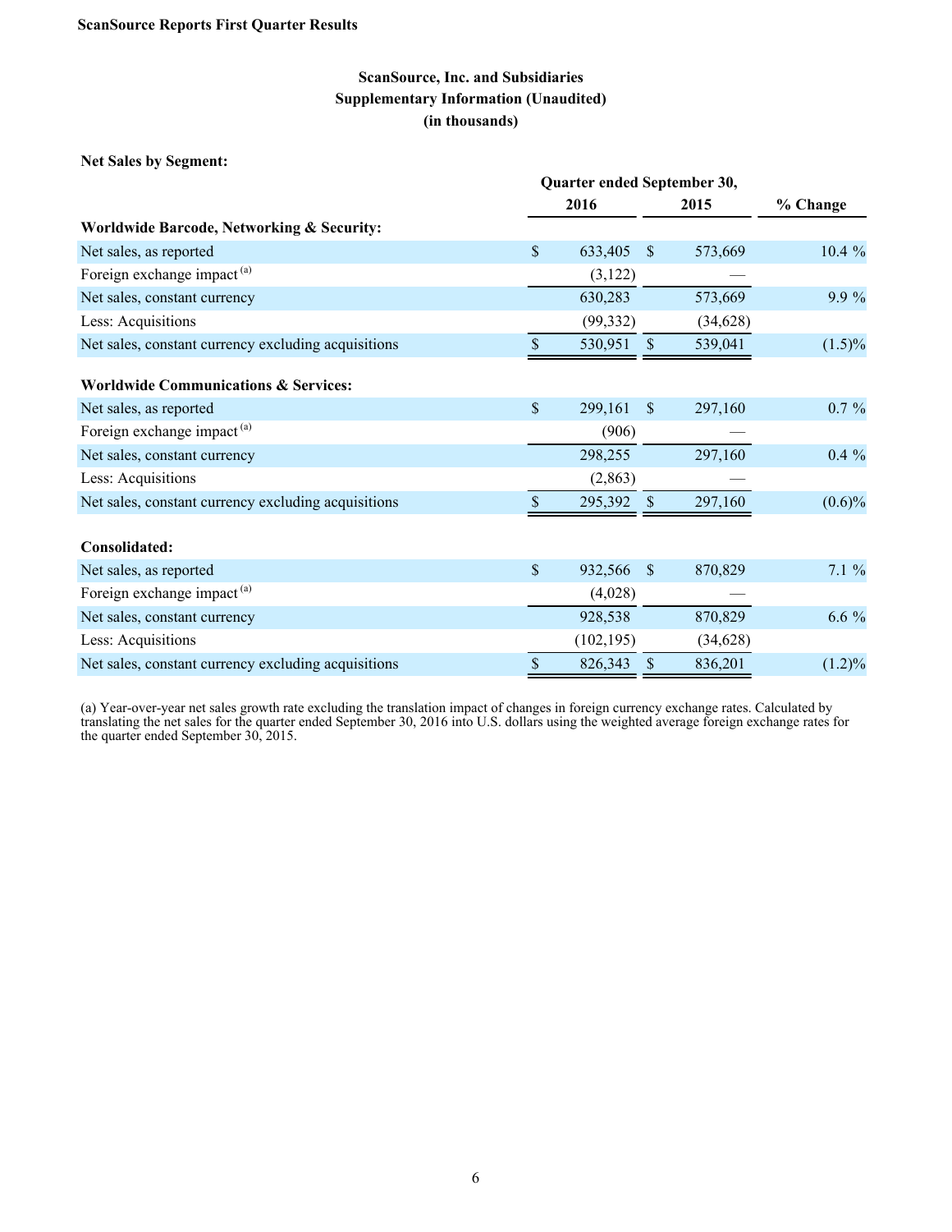**ScanSource Reports First Quarter Results**

## ScanSource, Inc. and Subsidiaries
## Supplementary Information (Unaudited)
## (in thousands)

**Net Sales by Segment:**

| | Quarter ended September 30, 2016 | Quarter ended September 30, 2015 | % Change |
|---|---|---|---|
| **Worldwide Barcode, Networking & Security:** | | | |
| Net sales, as reported | $ 633,405 | $ 573,669 | 10.4 % |
| Foreign exchange impact [(a)] | (3,122) | — | |
| Net sales, constant currency | 630,283 | 573,669 | 9.9 % |
| Less: Acquisitions | (99,332) | (34,628) | |
| Net sales, constant currency excluding acquisitions | $ 530,951 | $ 539,041 | (1.5)% |
| | | | |
| **Worldwide Communications & Services:** | | | |
| Net sales, as reported | $ 299,161 | $ 297,160 | 0.7 % |
| Foreign exchange impact [(a)] | (906) | — | |
| Net sales, constant currency | 298,255 | 297,160 | 0.4 % |
| Less: Acquisitions | (2,863) | — | |
| Net sales, constant currency excluding acquisitions | $ 295,392 | $ 297,160 | (0.6)% |
| | | | |
| **Consolidated:** | | | |
| Net sales, as reported | $ 932,566 | $ 870,829 | 7.1 % |
| Foreign exchange impact [(a)] | (4,028) | — | |
| Net sales, constant currency | 928,538 | 870,829 | 6.6 % |
| Less: Acquisitions | (102,195) | (34,628) | |
| Net sales, constant currency excluding acquisitions | $ 826,343 | $ 836,201 | (1.2)% |

(a) Year-over-year net sales growth rate excluding the translation impact of changes in foreign currency exchange rates. Calculated by translating the net sales for the quarter ended September 30, 2016 into U.S. dollars using the weighted average foreign exchange rates for the quarter ended September 30, 2015.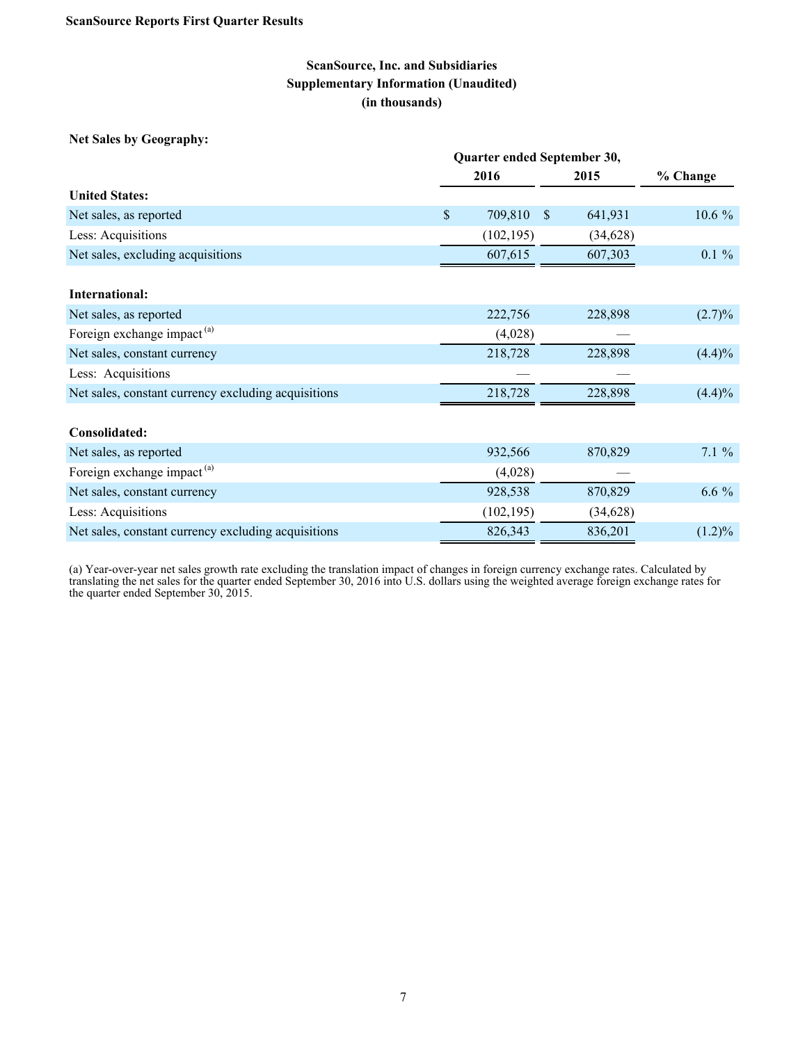**ScanSource Reports First Quarter Results**

## ScanSource, Inc. and Subsidiaries
## Supplementary Information (Unaudited)
## (in thousands)

**Net Sales by Geography:**

| | Quarter ended September 30, | | |
|---|---|---|---|
| | 2016 | 2015 | % Change |
| **United States:** | | | |
| Net sales, as reported | $ 709,810 | $ 641,931 | 10.6 % |
| Less: Acquisitions | (102,195) | (34,628) | |
| Net sales, excluding acquisitions | 607,615 | 607,303 | 0.1 % |
| | | | |
| **International:** | | | |
| Net sales, as reported | 222,756 | 228,898 | (2.7)% |
| Foreign exchange impact [(a)] | (4,028) | — | |
| Net sales, constant currency | 218,728 | 228,898 | (4.4)% |
| Less: Acquisitions | — | — | |
| Net sales, constant currency excluding acquisitions | 218,728 | 228,898 | (4.4)% |
| | | | |
| **Consolidated:** | | | |
| Net sales, as reported | 932,566 | 870,829 | 7.1 % |
| Foreign exchange impact [(a)] | (4,028) | — | |
| Net sales, constant currency | 928,538 | 870,829 | 6.6 % |
| Less: Acquisitions | (102,195) | (34,628) | |
| Net sales, constant currency excluding acquisitions | 826,343 | 836,201 | (1.2)% |

(a) Year-over-year net sales growth rate excluding the translation impact of changes in foreign currency exchange rates. Calculated by translating the net sales for the quarter ended September 30, 2016 into U.S. dollars using the weighted average foreign exchange rates for the quarter ended September 30, 2015.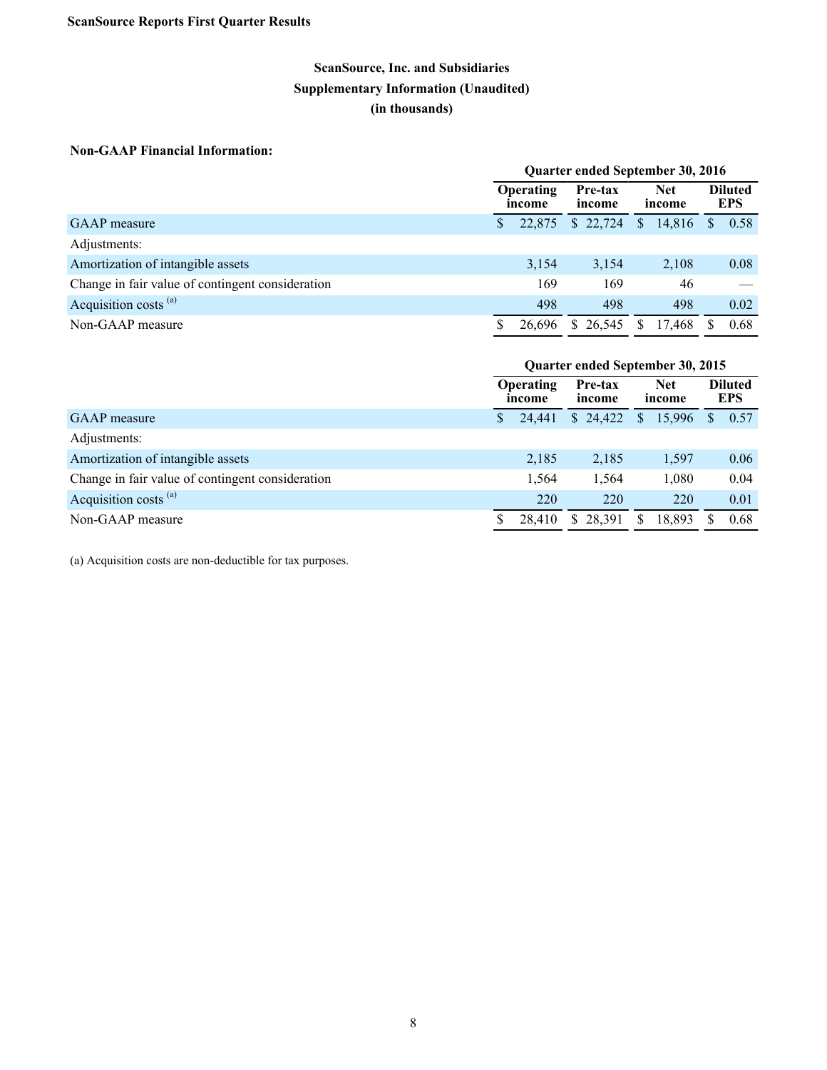**ScanSource Reports First Quarter Results**

## ScanSource, Inc. and Subsidiaries
## Supplementary Information (Unaudited)
## (in thousands)

**Non-GAAP Financial Information:**

| | Quarter ended September 30, 2016 | | | |
|---|---|---|---|---|
| | Operating income | Pre-tax income | Net income | Diluted EPS |
| GAAP measure | $ 22,875 | $ 22,724 | $ 14,816 | $ 0.58 |
| Adjustments: | | | | |
| Amortization of intangible assets | 3,154 | 3,154 | 2,108 | 0.08 |
| Change in fair value of contingent consideration | 169 | 169 | 46 | — |
| Acquisition costs [(a)] | 498 | 498 | 498 | 0.02 |
| Non-GAAP measure | $ 26,696 | $ 26,545 | $ 17,468 | $ 0.68 |

| | Quarter ended September 30, 2015 | | | |
|---|---|---|---|---|
| | Operating income | Pre-tax income | Net income | Diluted EPS |
| GAAP measure | $ 24,441 | $ 24,422 | $ 15,996 | $ 0.57 |
| Adjustments: | | | | |
| Amortization of intangible assets | 2,185 | 2,185 | 1,597 | 0.06 |
| Change in fair value of contingent consideration | 1,564 | 1,564 | 1,080 | 0.04 |
| Acquisition costs [(a)] | 220 | 220 | 220 | 0.01 |
| Non-GAAP measure | $ 28,410 | $ 28,391 | $ 18,893 | $ 0.68 |

(a) Acquisition costs are non-deductible for tax purposes.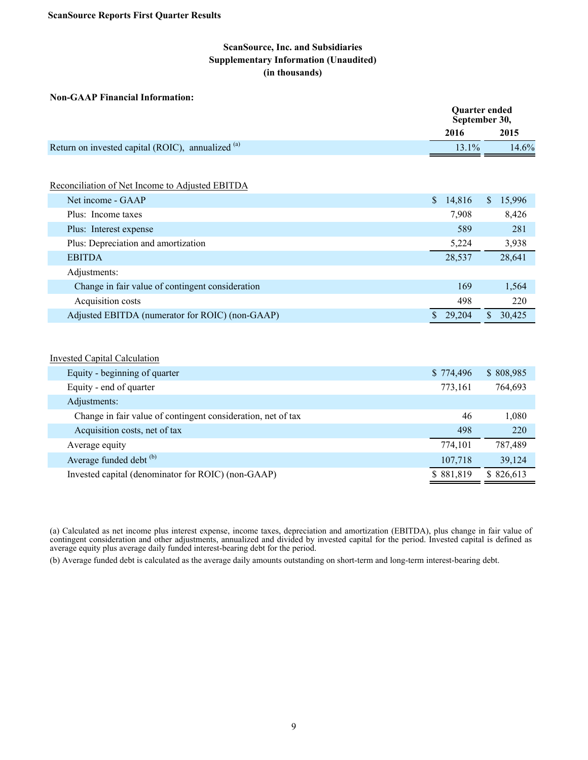**ScanSource Reports First Quarter Results**

## ScanSource, Inc. and Subsidiaries
## Supplementary Information (Unaudited)
## (in thousands)

**Non-GAAP Financial Information:**

| | Quarter ended September 30, | |
|---|---|---|
| | **2016** | **2015** |
| Return on invested capital (ROIC), annualized [(a)] | 13.1% | 14.6% |

<u>Reconciliation of Net Income to Adjusted EBITDA</u>

| | 2016 | 2015 |
|---|---|---|
| Net income - GAAP | $ 14,816 | $ 15,996 |
| Plus: Income taxes | 7,908 | 8,426 |
| Plus: Interest expense | 589 | 281 |
| Plus: Depreciation and amortization | 5,224 | 3,938 |
| EBITDA | 28,537 | 28,641 |
| Adjustments: | | |
| Change in fair value of contingent consideration | 169 | 1,564 |
| Acquisition costs | 498 | 220 |
| Adjusted EBITDA (numerator for ROIC) (non-GAAP) | $ 29,204 | $ 30,425 |

<u>Invested Capital Calculation</u>

| | 2016 | 2015 |
|---|---|---|
| Equity - beginning of quarter | $ 774,496 | $ 808,985 |
| Equity - end of quarter | 773,161 | 764,693 |
| Adjustments: | | |
| Change in fair value of contingent consideration, net of tax | 46 | 1,080 |
| Acquisition costs, net of tax | 498 | 220 |
| Average equity | 774,101 | 787,489 |
| Average funded debt [(b)] | 107,718 | 39,124 |
| Invested capital (denominator for ROIC) (non-GAAP) | $ 881,819 | $ 826,613 |

(a) Calculated as net income plus interest expense, income taxes, depreciation and amortization (EBITDA), plus change in fair value of contingent consideration and other adjustments, annualized and divided by invested capital for the period. Invested capital is defined as average equity plus average daily funded interest-bearing debt for the period.

(b) Average funded debt is calculated as the average daily amounts outstanding on short-term and long-term interest-bearing debt.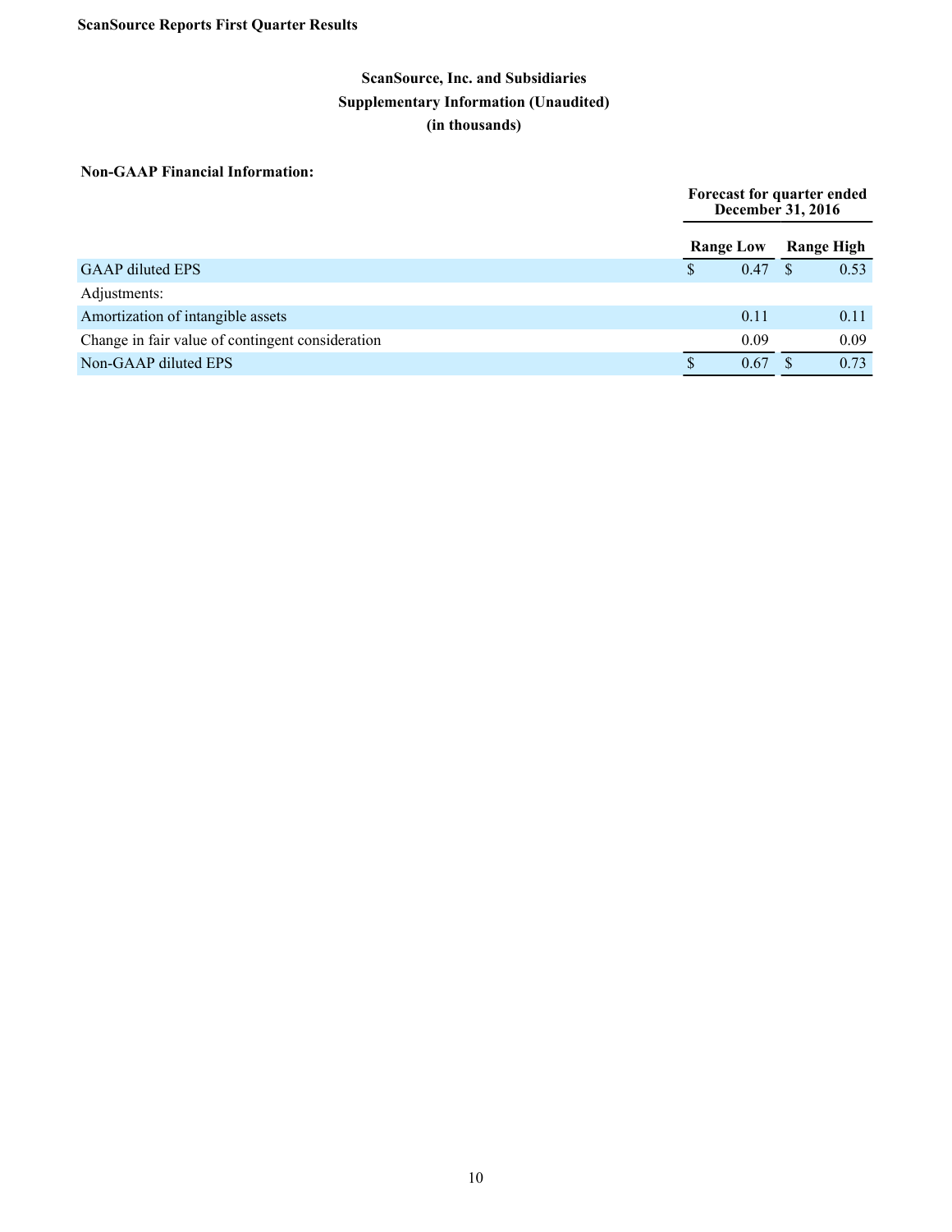## ScanSource, Inc. and Subsidiaries

## Supplementary Information (Unaudited)

## (in thousands)

**Non-GAAP Financial Information:**

| | Forecast for quarter ended December 31, 2016 | |
|---|---|---|
| | Range Low | Range High |
| GAAP diluted EPS | $ 0.47 | $ 0.53 |
| Adjustments: | | |
| Amortization of intangible assets | 0.11 | 0.11 |
| Change in fair value of contingent consideration | 0.09 | 0.09 |
| Non-GAAP diluted EPS | $ 0.67 | $ 0.73 |